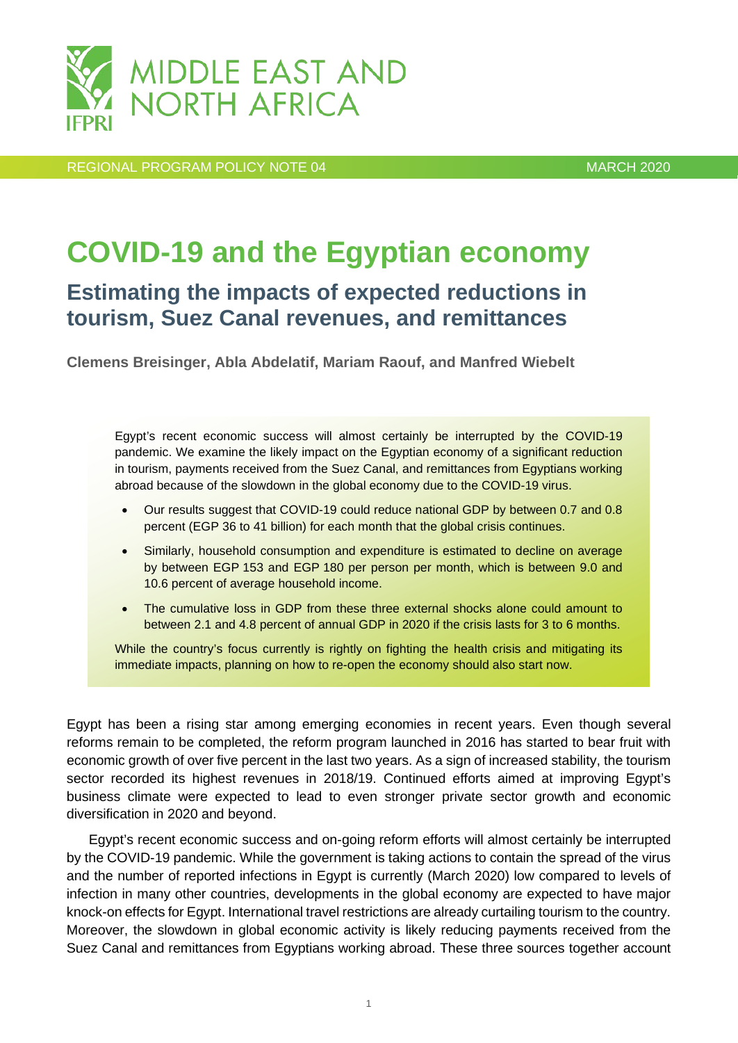MIDDLE EAST AND NORTH AFRICA

IFPRI

REGIONAL PROGRAM POLICY NOTE 04 MARCH 2020

# COVID-19 and the Egyptian economy

## Estimating the impacts of expected reductions in tourism, Suez Canal revenues, and remittances

**Clemens Breisinger, Abla Abdelatif, Mariam Raouf, and Manfred Wiebelt**

> Egypt's recent economic success will almost certainly be interrupted by the COVID-19 pandemic. We examine the likely impact on the Egyptian economy of a significant reduction in tourism, payments received from the Suez Canal, and remittances from Egyptians working abroad because of the slowdown in the global economy due to the COVID-19 virus.
>
> - Our results suggest that COVID-19 could reduce national GDP by between 0.7 and 0.8 percent (EGP 36 to 41 billion) for each month that the global crisis continues.
> - Similarly, household consumption and expenditure is estimated to decline on average by between EGP 153 and EGP 180 per person per month, which is between 9.0 and 10.6 percent of average household income.
> - The cumulative loss in GDP from these three external shocks alone could amount to between 2.1 and 4.8 percent of annual GDP in 2020 if the crisis lasts for 3 to 6 months.
>
> While the country's focus currently is rightly on fighting the health crisis and mitigating its immediate impacts, planning on how to re-open the economy should also start now.

Egypt has been a rising star among emerging economies in recent years. Even though several reforms remain to be completed, the reform program launched in 2016 has started to bear fruit with economic growth of over five percent in the last two years. As a sign of increased stability, the tourism sector recorded its highest revenues in 2018/19. Continued efforts aimed at improving Egypt's business climate were expected to lead to even stronger private sector growth and economic diversification in 2020 and beyond.

Egypt's recent economic success and on-going reform efforts will almost certainly be interrupted by the COVID-19 pandemic. While the government is taking actions to contain the spread of the virus and the number of reported infections in Egypt is currently (March 2020) low compared to levels of infection in many other countries, developments in the global economy are expected to have major knock-on effects for Egypt. International travel restrictions are already curtailing tourism to the country. Moreover, the slowdown in global economic activity is likely reducing payments received from the Suez Canal and remittances from Egyptians working abroad. These three sources together account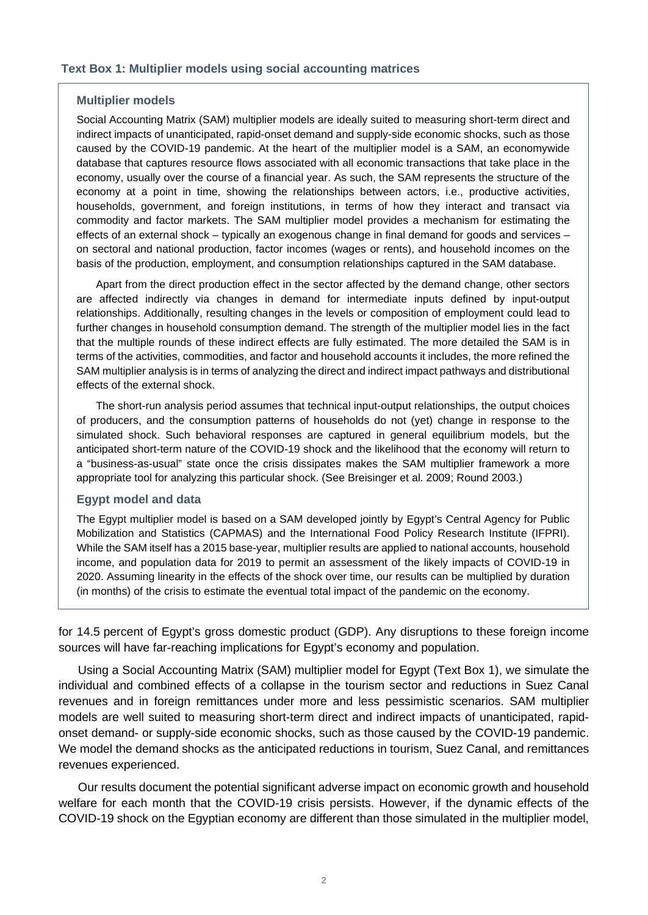### Text Box 1: Multiplier models using social accounting matrices

#### Multiplier models

Social Accounting Matrix (SAM) multiplier models are ideally suited to measuring short-term direct and indirect impacts of unanticipated, rapid-onset demand and supply-side economic shocks, such as those caused by the COVID-19 pandemic. At the heart of the multiplier model is a SAM, an economywide database that captures resource flows associated with all economic transactions that take place in the economy, usually over the course of a financial year. As such, the SAM represents the structure of the economy at a point in time, showing the relationships between actors, i.e., productive activities, households, government, and foreign institutions, in terms of how they interact and transact via commodity and factor markets. The SAM multiplier model provides a mechanism for estimating the effects of an external shock – typically an exogenous change in final demand for goods and services – on sectoral and national production, factor incomes (wages or rents), and household incomes on the basis of the production, employment, and consumption relationships captured in the SAM database.

Apart from the direct production effect in the sector affected by the demand change, other sectors are affected indirectly via changes in demand for intermediate inputs defined by input-output relationships. Additionally, resulting changes in the levels or composition of employment could lead to further changes in household consumption demand. The strength of the multiplier model lies in the fact that the multiple rounds of these indirect effects are fully estimated. The more detailed the SAM is in terms of the activities, commodities, and factor and household accounts it includes, the more refined the SAM multiplier analysis is in terms of analyzing the direct and indirect impact pathways and distributional effects of the external shock.

The short-run analysis period assumes that technical input-output relationships, the output choices of producers, and the consumption patterns of households do not (yet) change in response to the simulated shock. Such behavioral responses are captured in general equilibrium models, but the anticipated short-term nature of the COVID-19 shock and the likelihood that the economy will return to a "business-as-usual" state once the crisis dissipates makes the SAM multiplier framework a more appropriate tool for analyzing this particular shock. (See Breisinger et al. 2009; Round 2003.)

#### Egypt model and data

The Egypt multiplier model is based on a SAM developed jointly by Egypt's Central Agency for Public Mobilization and Statistics (CAPMAS) and the International Food Policy Research Institute (IFPRI). While the SAM itself has a 2015 base-year, multiplier results are applied to national accounts, household income, and population data for 2019 to permit an assessment of the likely impacts of COVID-19 in 2020. Assuming linearity in the effects of the shock over time, our results can be multiplied by duration (in months) of the crisis to estimate the eventual total impact of the pandemic on the economy.

for 14.5 percent of Egypt's gross domestic product (GDP). Any disruptions to these foreign income sources will have far-reaching implications for Egypt's economy and population.

Using a Social Accounting Matrix (SAM) multiplier model for Egypt (Text Box 1), we simulate the individual and combined effects of a collapse in the tourism sector and reductions in Suez Canal revenues and in foreign remittances under more and less pessimistic scenarios. SAM multiplier models are well suited to measuring short-term direct and indirect impacts of unanticipated, rapid-onset demand- or supply-side economic shocks, such as those caused by the COVID-19 pandemic. We model the demand shocks as the anticipated reductions in tourism, Suez Canal, and remittances revenues experienced.

Our results document the potential significant adverse impact on economic growth and household welfare for each month that the COVID-19 crisis persists. However, if the dynamic effects of the COVID-19 shock on the Egyptian economy are different than those simulated in the multiplier model,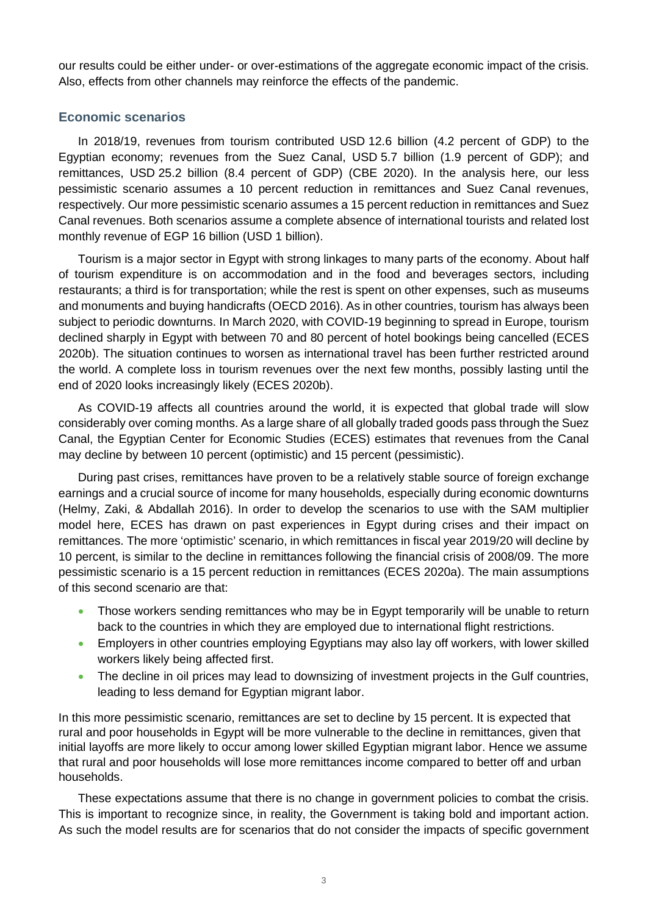our results could be either under- or over-estimations of the aggregate economic impact of the crisis. Also, effects from other channels may reinforce the effects of the pandemic.

### Economic scenarios

In 2018/19, revenues from tourism contributed USD 12.6 billion (4.2 percent of GDP) to the Egyptian economy; revenues from the Suez Canal, USD 5.7 billion (1.9 percent of GDP); and remittances, USD 25.2 billion (8.4 percent of GDP) (CBE 2020). In the analysis here, our less pessimistic scenario assumes a 10 percent reduction in remittances and Suez Canal revenues, respectively. Our more pessimistic scenario assumes a 15 percent reduction in remittances and Suez Canal revenues. Both scenarios assume a complete absence of international tourists and related lost monthly revenue of EGP 16 billion (USD 1 billion).

Tourism is a major sector in Egypt with strong linkages to many parts of the economy. About half of tourism expenditure is on accommodation and in the food and beverages sectors, including restaurants; a third is for transportation; while the rest is spent on other expenses, such as museums and monuments and buying handicrafts (OECD 2016). As in other countries, tourism has always been subject to periodic downturns. In March 2020, with COVID-19 beginning to spread in Europe, tourism declined sharply in Egypt with between 70 and 80 percent of hotel bookings being cancelled (ECES 2020b). The situation continues to worsen as international travel has been further restricted around the world. A complete loss in tourism revenues over the next few months, possibly lasting until the end of 2020 looks increasingly likely (ECES 2020b).

As COVID-19 affects all countries around the world, it is expected that global trade will slow considerably over coming months. As a large share of all globally traded goods pass through the Suez Canal, the Egyptian Center for Economic Studies (ECES) estimates that revenues from the Canal may decline by between 10 percent (optimistic) and 15 percent (pessimistic).

During past crises, remittances have proven to be a relatively stable source of foreign exchange earnings and a crucial source of income for many households, especially during economic downturns (Helmy, Zaki, & Abdallah 2016). In order to develop the scenarios to use with the SAM multiplier model here, ECES has drawn on past experiences in Egypt during crises and their impact on remittances. The more 'optimistic' scenario, in which remittances in fiscal year 2019/20 will decline by 10 percent, is similar to the decline in remittances following the financial crisis of 2008/09. The more pessimistic scenario is a 15 percent reduction in remittances (ECES 2020a). The main assumptions of this second scenario are that:

- Those workers sending remittances who may be in Egypt temporarily will be unable to return back to the countries in which they are employed due to international flight restrictions.
- Employers in other countries employing Egyptians may also lay off workers, with lower skilled workers likely being affected first.
- The decline in oil prices may lead to downsizing of investment projects in the Gulf countries, leading to less demand for Egyptian migrant labor.

In this more pessimistic scenario, remittances are set to decline by 15 percent. It is expected that rural and poor households in Egypt will be more vulnerable to the decline in remittances, given that initial layoffs are more likely to occur among lower skilled Egyptian migrant labor. Hence we assume that rural and poor households will lose more remittances income compared to better off and urban households.

These expectations assume that there is no change in government policies to combat the crisis. This is important to recognize since, in reality, the Government is taking bold and important action. As such the model results are for scenarios that do not consider the impacts of specific government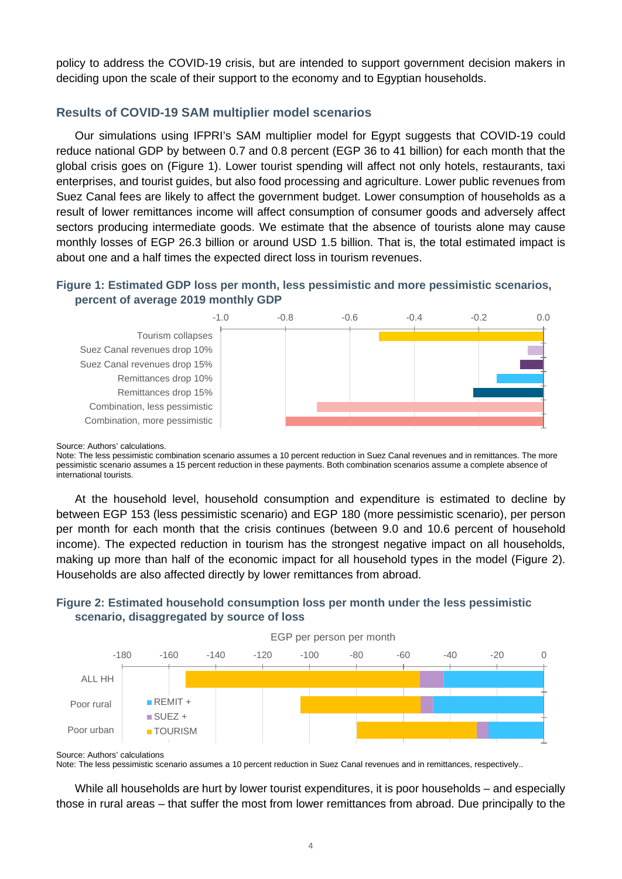policy to address the COVID-19 crisis, but are intended to support government decision makers in deciding upon the scale of their support to the economy and to Egyptian households.

## Results of COVID-19 SAM multiplier model scenarios

Our simulations using IFPRI's SAM multiplier model for Egypt suggests that COVID-19 could reduce national GDP by between 0.7 and 0.8 percent (EGP 36 to 41 billion) for each month that the global crisis goes on (Figure 1). Lower tourist spending will affect not only hotels, restaurants, taxi enterprises, and tourist guides, but also food processing and agriculture. Lower public revenues from Suez Canal fees are likely to affect the government budget. Lower consumption of households as a result of lower remittances income will affect consumption of consumer goods and adversely affect sectors producing intermediate goods. We estimate that the absence of tourists alone may cause monthly losses of EGP 26.3 billion or around USD 1.5 billion. That is, the total estimated impact is about one and a half times the expected direct loss in tourism revenues.

**Figure 1: Estimated GDP loss per month, less pessimistic and more pessimistic scenarios, percent of average 2019 monthly GDP**

Source: Authors' calculations.
Note: The less pessimistic combination scenario assumes a 10 percent reduction in Suez Canal revenues and in remittances. The more pessimistic scenario assumes a 15 percent reduction in these payments. Both combination scenarios assume a complete absence of international tourists.

At the household level, household consumption and expenditure is estimated to decline by between EGP 153 (less pessimistic scenario) and EGP 180 (more pessimistic scenario), per person per month for each month that the crisis continues (between 9.0 and 10.6 percent of household income). The expected reduction in tourism has the strongest negative impact on all households, making up more than half of the economic impact for all household types in the model (Figure 2). Households are also affected directly by lower remittances from abroad.

**Figure 2: Estimated household consumption loss per month under the less pessimistic scenario, disaggregated by source of loss**

Source: Authors' calculations
Note: The less pessimistic scenario assumes a 10 percent reduction in Suez Canal revenues and in remittances, respectively..

While all households are hurt by lower tourist expenditures, it is poor households – and especially those in rural areas – that suffer the most from lower remittances from abroad. Due principally to the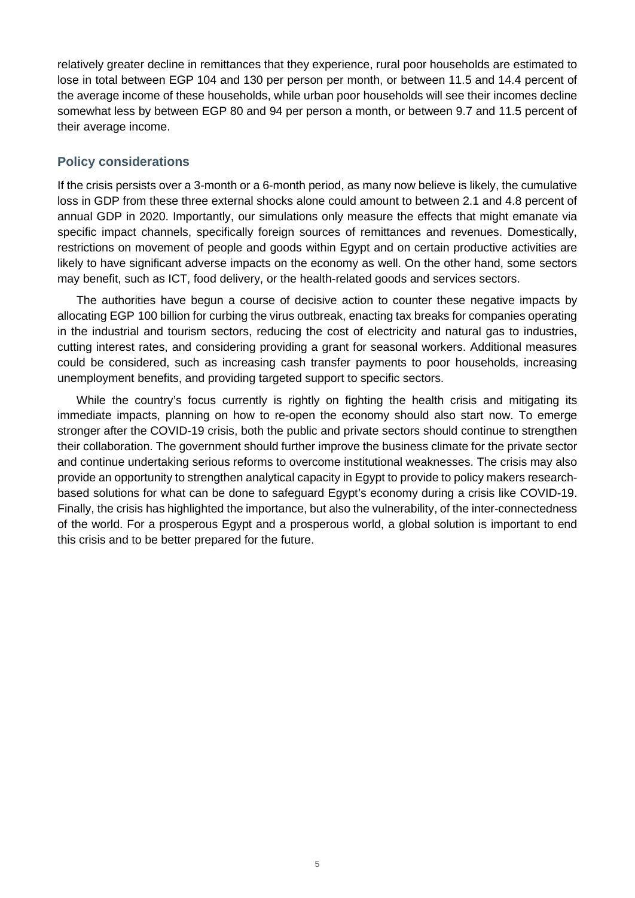relatively greater decline in remittances that they experience, rural poor households are estimated to lose in total between EGP 104 and 130 per person per month, or between 11.5 and 14.4 percent of the average income of these households, while urban poor households will see their incomes decline somewhat less by between EGP 80 and 94 per person a month, or between 9.7 and 11.5 percent of their average income.

## Policy considerations

If the crisis persists over a 3-month or a 6-month period, as many now believe is likely, the cumulative loss in GDP from these three external shocks alone could amount to between 2.1 and 4.8 percent of annual GDP in 2020. Importantly, our simulations only measure the effects that might emanate via specific impact channels, specifically foreign sources of remittances and revenues. Domestically, restrictions on movement of people and goods within Egypt and on certain productive activities are likely to have significant adverse impacts on the economy as well. On the other hand, some sectors may benefit, such as ICT, food delivery, or the health-related goods and services sectors.

The authorities have begun a course of decisive action to counter these negative impacts by allocating EGP 100 billion for curbing the virus outbreak, enacting tax breaks for companies operating in the industrial and tourism sectors, reducing the cost of electricity and natural gas to industries, cutting interest rates, and considering providing a grant for seasonal workers. Additional measures could be considered, such as increasing cash transfer payments to poor households, increasing unemployment benefits, and providing targeted support to specific sectors.

While the country's focus currently is rightly on fighting the health crisis and mitigating its immediate impacts, planning on how to re-open the economy should also start now. To emerge stronger after the COVID-19 crisis, both the public and private sectors should continue to strengthen their collaboration. The government should further improve the business climate for the private sector and continue undertaking serious reforms to overcome institutional weaknesses. The crisis may also provide an opportunity to strengthen analytical capacity in Egypt to provide to policy makers research-based solutions for what can be done to safeguard Egypt's economy during a crisis like COVID-19. Finally, the crisis has highlighted the importance, but also the vulnerability, of the inter-connectedness of the world. For a prosperous Egypt and a prosperous world, a global solution is important to end this crisis and to be better prepared for the future.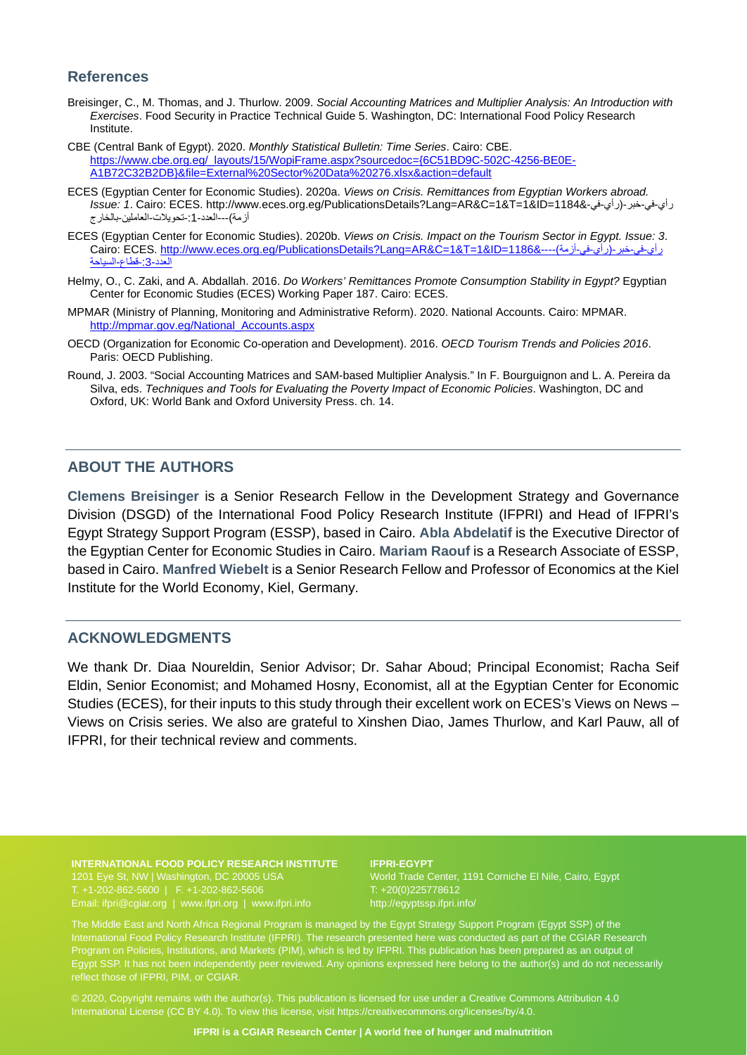## References

Breisinger, C., M. Thomas, and J. Thurlow. 2009. *Social Accounting Matrices and Multiplier Analysis: An Introduction with Exercises*. Food Security in Practice Technical Guide 5. Washington, DC: International Food Policy Research Institute.

CBE (Central Bank of Egypt). 2020. *Monthly Statistical Bulletin: Time Series*. Cairo: CBE. https://www.cbe.org.eg/_layouts/15/WopiFrame.aspx?sourcedoc={6C51BD9C-502C-4256-BE0E-A1B72C32B2DB}&file=External%20Sector%20Data%20276.xlsx&action=default

ECES (Egyptian Center for Economic Studies). 2020a. *Views on Crisis. Remittances from Egyptian Workers abroad. Issue: 1*. Cairo: ECES. http://www.eces.org.eg/PublicationsDetails?Lang=AR&C=1&T=1&ID=1184&-رأي-في-خبر-(رأي-في-أزمة)---العدد-1:-تحويلات-العاملين-بالخارج

ECES (Egyptian Center for Economic Studies). 2020b. *Views on Crisis. Impact on the Tourism Sector in Egypt. Issue: 3*. Cairo: ECES. http://www.eces.org.eg/PublicationsDetails?Lang=AR&C=1&T=1&ID=1186&-رأي-في-خبر-(رأي-في-أزمة)----العدد-3:-قطاع-السياحة

Helmy, O., C. Zaki, and A. Abdallah. 2016. *Do Workers' Remittances Promote Consumption Stability in Egypt?* Egyptian Center for Economic Studies (ECES) Working Paper 187. Cairo: ECES.

MPMAR (Ministry of Planning, Monitoring and Administrative Reform). 2020. National Accounts. Cairo: MPMAR. http://mpmar.gov.eg/National_Accounts.aspx

OECD (Organization for Economic Co-operation and Development). 2016. *OECD Tourism Trends and Policies 2016*. Paris: OECD Publishing.

Round, J. 2003. "Social Accounting Matrices and SAM-based Multiplier Analysis." In F. Bourguignon and L. A. Pereira da Silva, eds. *Techniques and Tools for Evaluating the Poverty Impact of Economic Policies*. Washington, DC and Oxford, UK: World Bank and Oxford University Press. ch. 14.

## ABOUT THE AUTHORS

**Clemens Breisinger** is a Senior Research Fellow in the Development Strategy and Governance Division (DSGD) of the International Food Policy Research Institute (IFPRI) and Head of IFPRI's Egypt Strategy Support Program (ESSP), based in Cairo. **Abla Abdelatif** is the Executive Director of the Egyptian Center for Economic Studies in Cairo. **Mariam Raouf** is a Research Associate of ESSP, based in Cairo. **Manfred Wiebelt** is a Senior Research Fellow and Professor of Economics at the Kiel Institute for the World Economy, Kiel, Germany.

## ACKNOWLEDGMENTS

We thank Dr. Diaa Noureldin, Senior Advisor; Dr. Sahar Aboud; Principal Economist; Racha Seif Eldin, Senior Economist; and Mohamed Hosny, Economist, all at the Egyptian Center for Economic Studies (ECES), for their inputs to this study through their excellent work on ECES's Views on News – Views on Crisis series. We also are grateful to Xinshen Diao, James Thurlow, and Karl Pauw, all of IFPRI, for their technical review and comments.

**INTERNATIONAL FOOD POLICY RESEARCH INSTITUTE**
1201 Eye St, NW | Washington, DC 20005 USA
T. +1-202-862-5600 | F. +1-202-862-5606
Email: ifpri@cgiar.org | www.ifpri.org | www.ifpri.info

**IFPRI-EGYPT**
World Trade Center, 1191 Corniche El Nile, Cairo, Egypt
T: +20(0)225778612
http://egyptssp.ifpri.info/

The Middle East and North Africa Regional Program is managed by the Egypt Strategy Support Program (Egypt SSP) of the International Food Policy Research Institute (IFPRI). The research presented here was conducted as part of the CGIAR Research Program on Policies, Institutions, and Markets (PIM), which is led by IFPRI. This publication has been prepared as an output of Egypt SSP. It has not been independently peer reviewed. Any opinions expressed here belong to the author(s) and do not necessarily reflect those of IFPRI, PIM, or CGIAR.

© 2020, Copyright remains with the author(s). This publication is licensed for use under a Creative Commons Attribution 4.0 International License (CC BY 4.0). To view this license, visit https://creativecommons.org/licenses/by/4.0.

**IFPRI is a CGIAR Research Center | A world free of hunger and malnutrition**